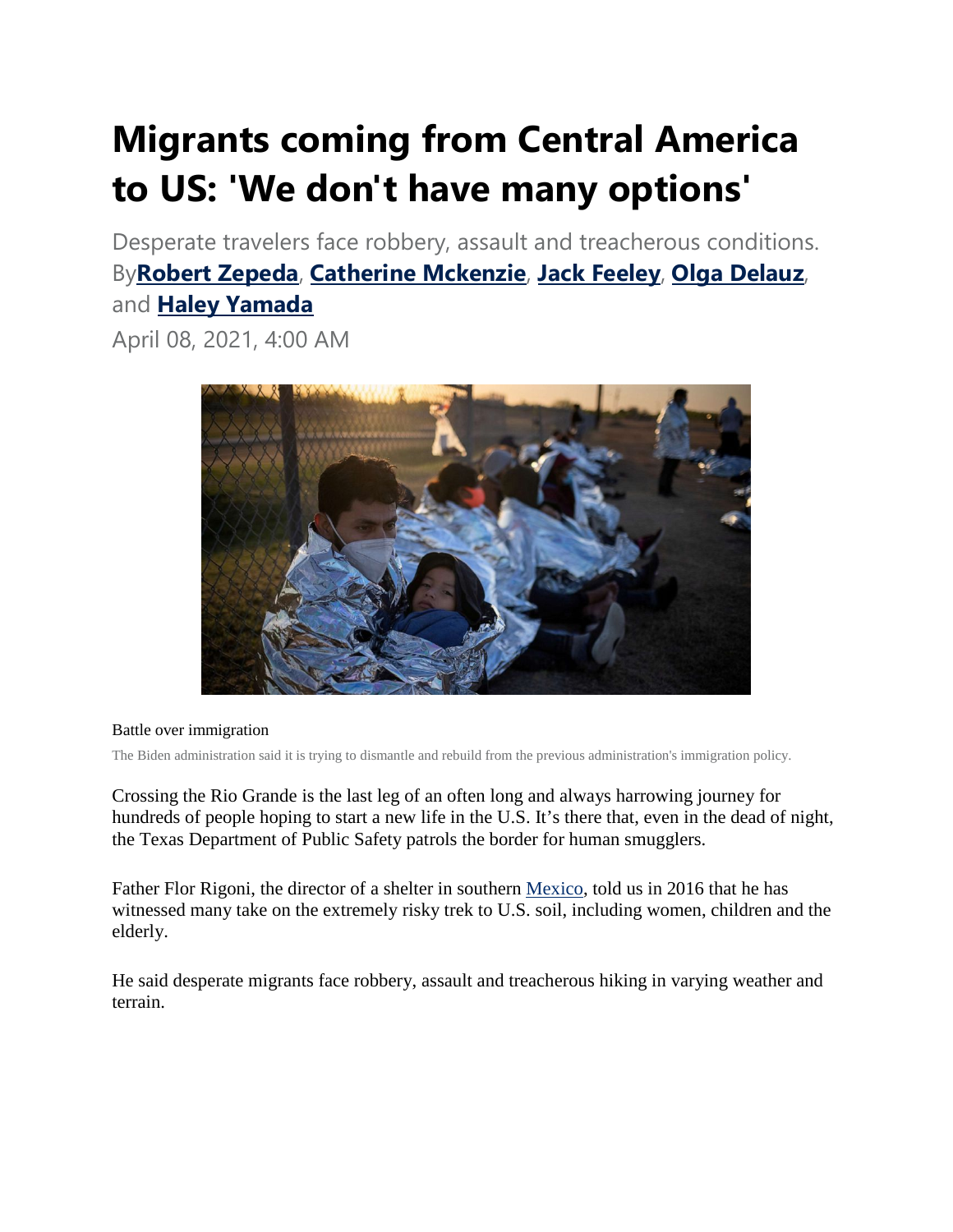# Migrants coming from Central America to US: 'We don't have many options'

Desperate travelers face robbery, assault and treacherous conditions.

By **Robert Zepeda**, **Catherine Mckenzie**, **Jack Feeley**, **Olga Delauz**, and **Haley Yamada**

April 08, 2021, 4:00 AM

Battle over immigration

The Biden administration said it is trying to dismantle and rebuild from the previous administration's immigration policy.

Crossing the Rio Grande is the last leg of an often long and always harrowing journey for hundreds of people hoping to start a new life in the U.S. It's there that, even in the dead of night, the Texas Department of Public Safety patrols the border for human smugglers.

Father Flor Rigoni, the director of a shelter in southern Mexico, told us in 2016 that he has witnessed many take on the extremely risky trek to U.S. soil, including women, children and the elderly.

He said desperate migrants face robbery, assault and treacherous hiking in varying weather and terrain.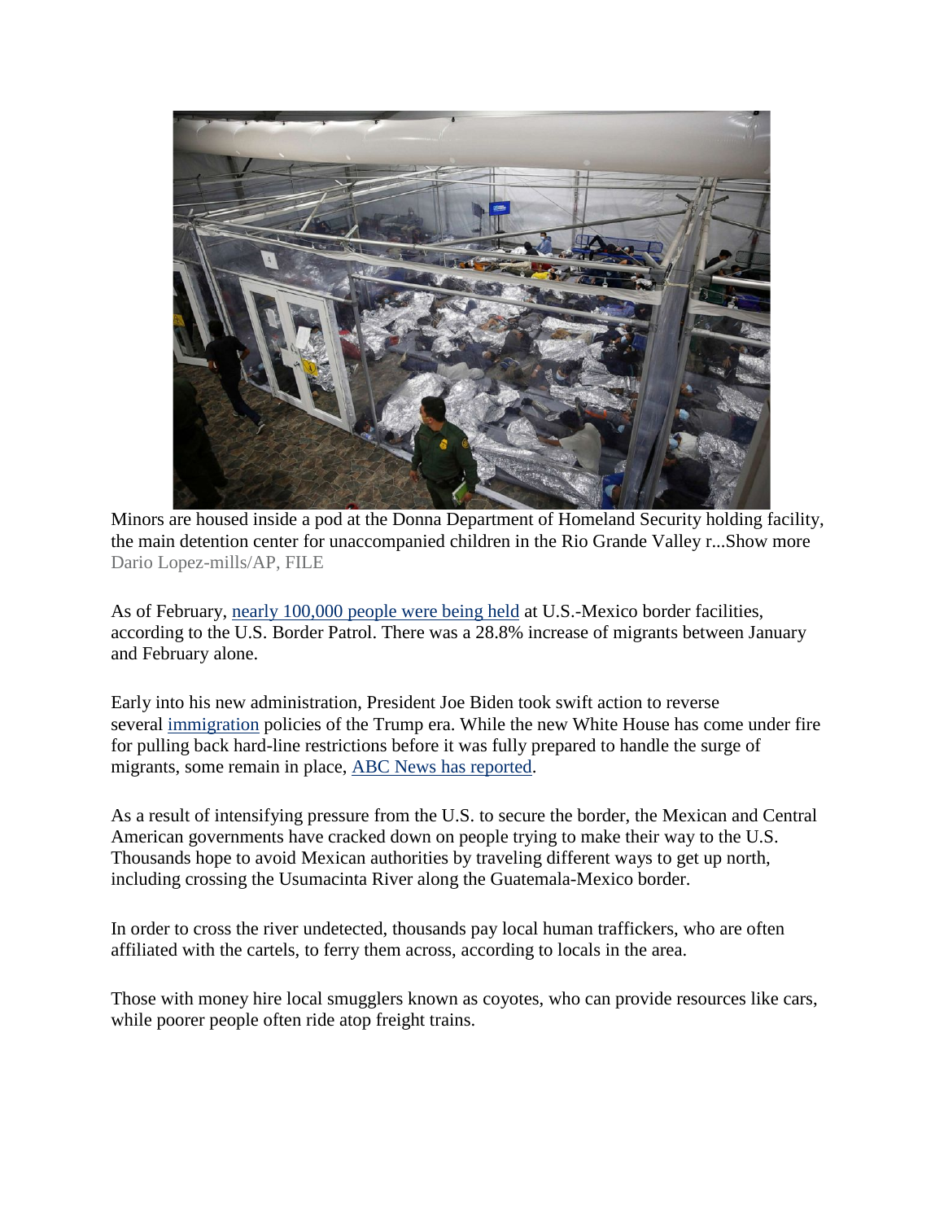Minors are housed inside a pod at the Donna Department of Homeland Security holding facility, the main detention center for unaccompanied children in the Rio Grande Valley r...Show more
Dario Lopez-mills/AP, FILE

As of February, nearly 100,000 people were being held at U.S.-Mexico border facilities, according to the U.S. Border Patrol. There was a 28.8% increase of migrants between January and February alone.

Early into his new administration, President Joe Biden took swift action to reverse several immigration policies of the Trump era. While the new White House has come under fire for pulling back hard-line restrictions before it was fully prepared to handle the surge of migrants, some remain in place, ABC News has reported.

As a result of intensifying pressure from the U.S. to secure the border, the Mexican and Central American governments have cracked down on people trying to make their way to the U.S. Thousands hope to avoid Mexican authorities by traveling different ways to get up north, including crossing the Usumacinta River along the Guatemala-Mexico border.

In order to cross the river undetected, thousands pay local human traffickers, who are often affiliated with the cartels, to ferry them across, according to locals in the area.

Those with money hire local smugglers known as coyotes, who can provide resources like cars, while poorer people often ride atop freight trains.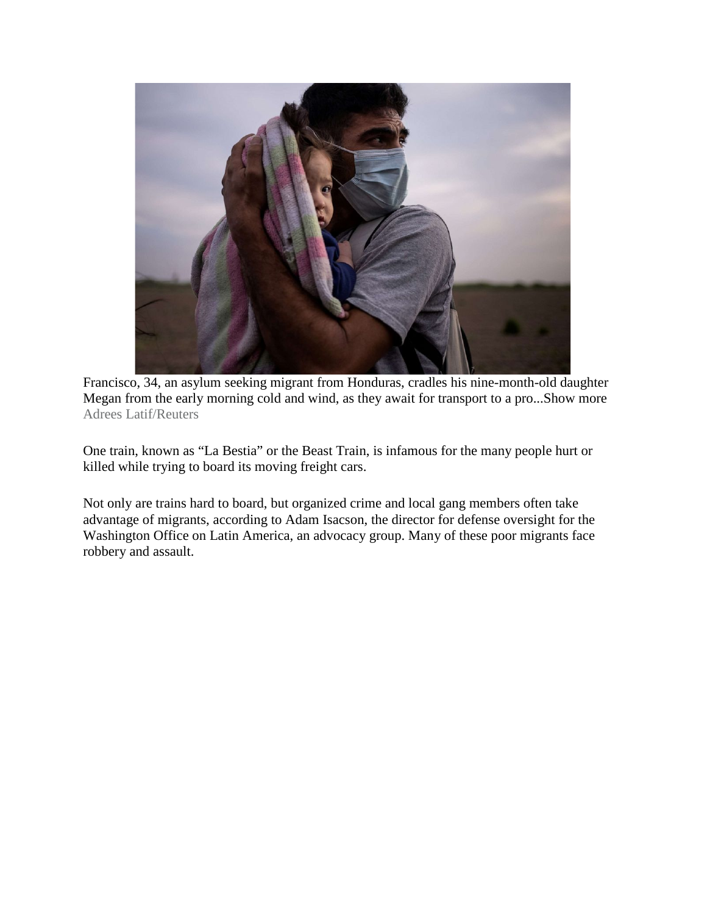Francisco, 34, an asylum seeking migrant from Honduras, cradles his nine-month-old daughter Megan from the early morning cold and wind, as they await for transport to a pro...Show more
Adrees Latif/Reuters

One train, known as "La Bestia" or the Beast Train, is infamous for the many people hurt or killed while trying to board its moving freight cars.

Not only are trains hard to board, but organized crime and local gang members often take advantage of migrants, according to Adam Isacson, the director for defense oversight for the Washington Office on Latin America, an advocacy group. Many of these poor migrants face robbery and assault.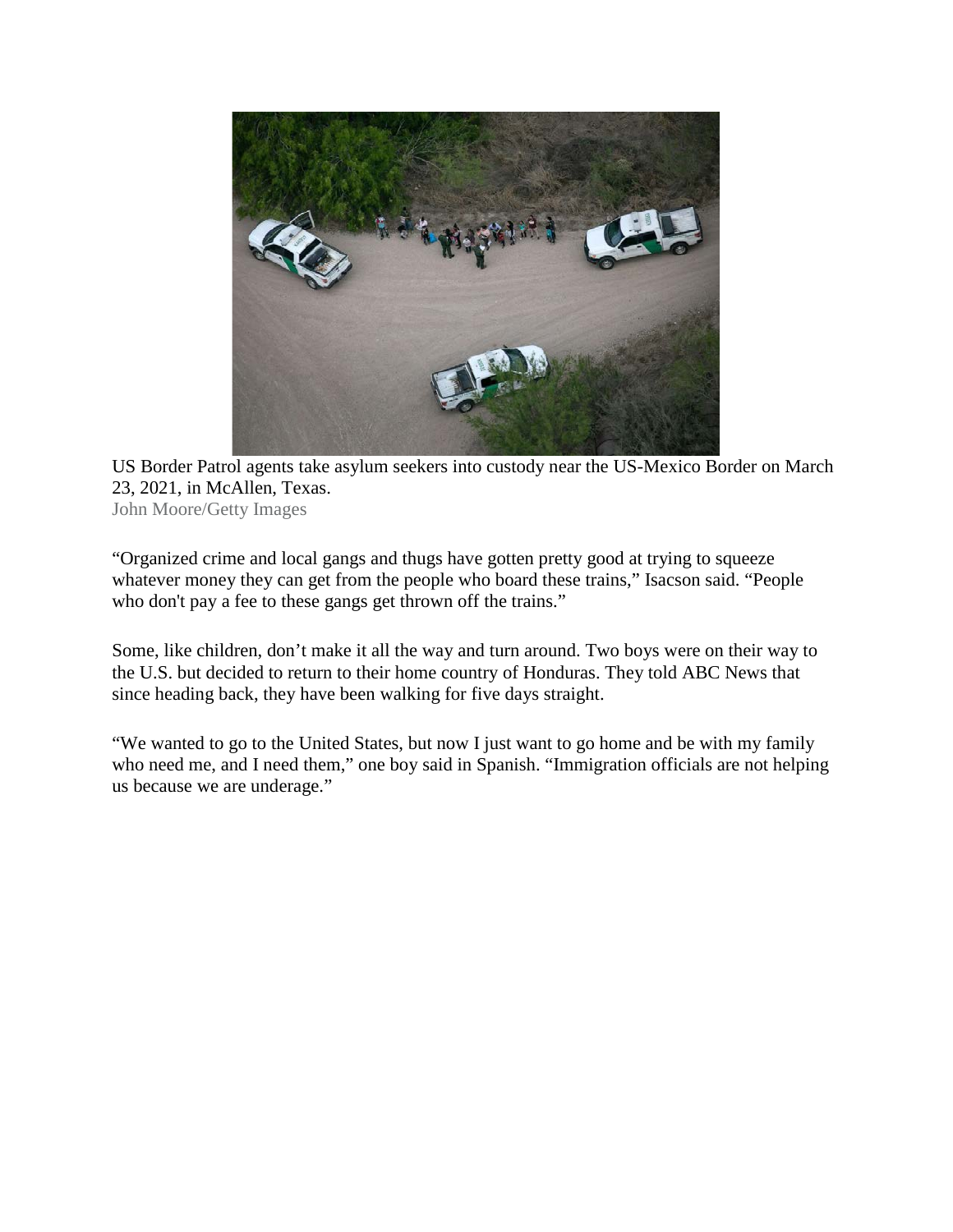US Border Patrol agents take asylum seekers into custody near the US-Mexico Border on March 23, 2021, in McAllen, Texas.
John Moore/Getty Images

"Organized crime and local gangs and thugs have gotten pretty good at trying to squeeze whatever money they can get from the people who board these trains," Isacson said. "People who don't pay a fee to these gangs get thrown off the trains."

Some, like children, don't make it all the way and turn around. Two boys were on their way to the U.S. but decided to return to their home country of Honduras. They told ABC News that since heading back, they have been walking for five days straight.

"We wanted to go to the United States, but now I just want to go home and be with my family who need me, and I need them," one boy said in Spanish. "Immigration officials are not helping us because we are underage."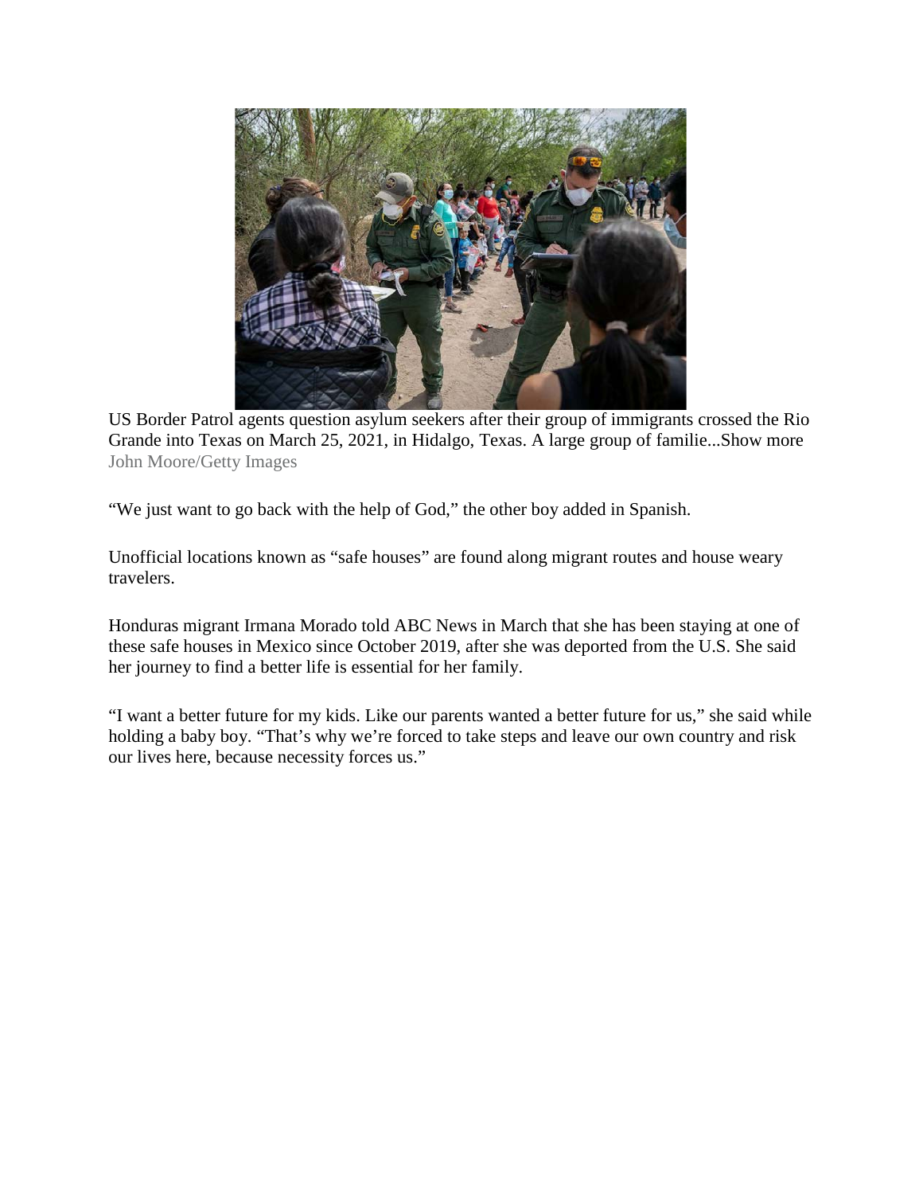US Border Patrol agents question asylum seekers after their group of immigrants crossed the Rio Grande into Texas on March 25, 2021, in Hidalgo, Texas. A large group of familie...Show more
John Moore/Getty Images

"We just want to go back with the help of God," the other boy added in Spanish.

Unofficial locations known as "safe houses" are found along migrant routes and house weary travelers.

Honduras migrant Irmana Morado told ABC News in March that she has been staying at one of these safe houses in Mexico since October 2019, after she was deported from the U.S. She said her journey to find a better life is essential for her family.

"I want a better future for my kids. Like our parents wanted a better future for us," she said while holding a baby boy. "That's why we're forced to take steps and leave our own country and risk our lives here, because necessity forces us."